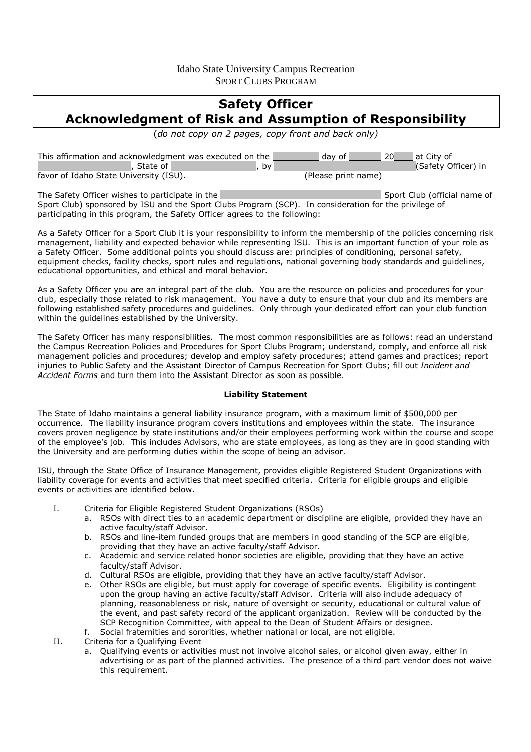Idaho State University Campus Recreation
SPORT CLUBS PROGRAM

# Safety Officer
# Acknowledgment of Risk and Assumption of Responsibility

(*do not copy on 2 pages, copy front and back only*)

This affirmation and acknowledgment was executed on the _________ day of _______ 20____ at City of ___________________, State of _________________, by ____________________________(Safety Officer) in favor of Idaho State University (ISU). (Please print name)

The Safety Officer wishes to participate in the _________________________________ Sport Club (official name of Sport Club) sponsored by ISU and the Sport Clubs Program (SCP). In consideration for the privilege of participating in this program, the Safety Officer agrees to the following:

As a Safety Officer for a Sport Club it is your responsibility to inform the membership of the policies concerning risk management, liability and expected behavior while representing ISU. This is an important function of your role as a Safety Officer. Some additional points you should discuss are: principles of conditioning, personal safety, equipment checks, facility checks, sport rules and regulations, national governing body standards and guidelines, educational opportunities, and ethical and moral behavior.

As a Safety Officer you are an integral part of the club. You are the resource on policies and procedures for your club, especially those related to risk management. You have a duty to ensure that your club and its members are following established safety procedures and guidelines. Only through your dedicated effort can your club function within the guidelines established by the University.

The Safety Officer has many responsibilities. The most common responsibilities are as follows: read an understand the Campus Recreation Policies and Procedures for Sport Clubs Program; understand, comply, and enforce all risk management policies and procedures; develop and employ safety procedures; attend games and practices; report injuries to Public Safety and the Assistant Director of Campus Recreation for Sport Clubs; fill out *Incident and Accident Forms* and turn them into the Assistant Director as soon as possible.

**Liability Statement**

The State of Idaho maintains a general liability insurance program, with a maximum limit of $500,000 per occurrence. The liability insurance program covers institutions and employees within the state. The insurance covers proven negligence by state institutions and/or their employees performing work within the course and scope of the employee's job. This includes Advisors, who are state employees, as long as they are in good standing with the University and are performing duties within the scope of being an advisor.

ISU, through the State Office of Insurance Management, provides eligible Registered Student Organizations with liability coverage for events and activities that meet specified criteria. Criteria for eligible groups and eligible events or activities are identified below.

I. Criteria for Eligible Registered Student Organizations (RSOs)
   a. RSOs with direct ties to an academic department or discipline are eligible, provided they have an active faculty/staff Advisor.
   b. RSOs and line-item funded groups that are members in good standing of the SCP are eligible, providing that they have an active faculty/staff Advisor.
   c. Academic and service related honor societies are eligible, providing that they have an active faculty/staff Advisor.
   d. Cultural RSOs are eligible, providing that they have an active faculty/staff Advisor.
   e. Other RSOs are eligible, but must apply for coverage of specific events. Eligibility is contingent upon the group having an active faculty/staff Advisor. Criteria will also include adequacy of planning, reasonableness or risk, nature of oversight or security, educational or cultural value of the event, and past safety record of the applicant organization. Review will be conducted by the SCP Recognition Committee, with appeal to the Dean of Student Affairs or designee.
   f. Social fraternities and sororities, whether national or local, are not eligible.

II. Criteria for a Qualifying Event
   a. Qualifying events or activities must not involve alcohol sales, or alcohol given away, either in advertising or as part of the planned activities. The presence of a third part vendor does not waive this requirement.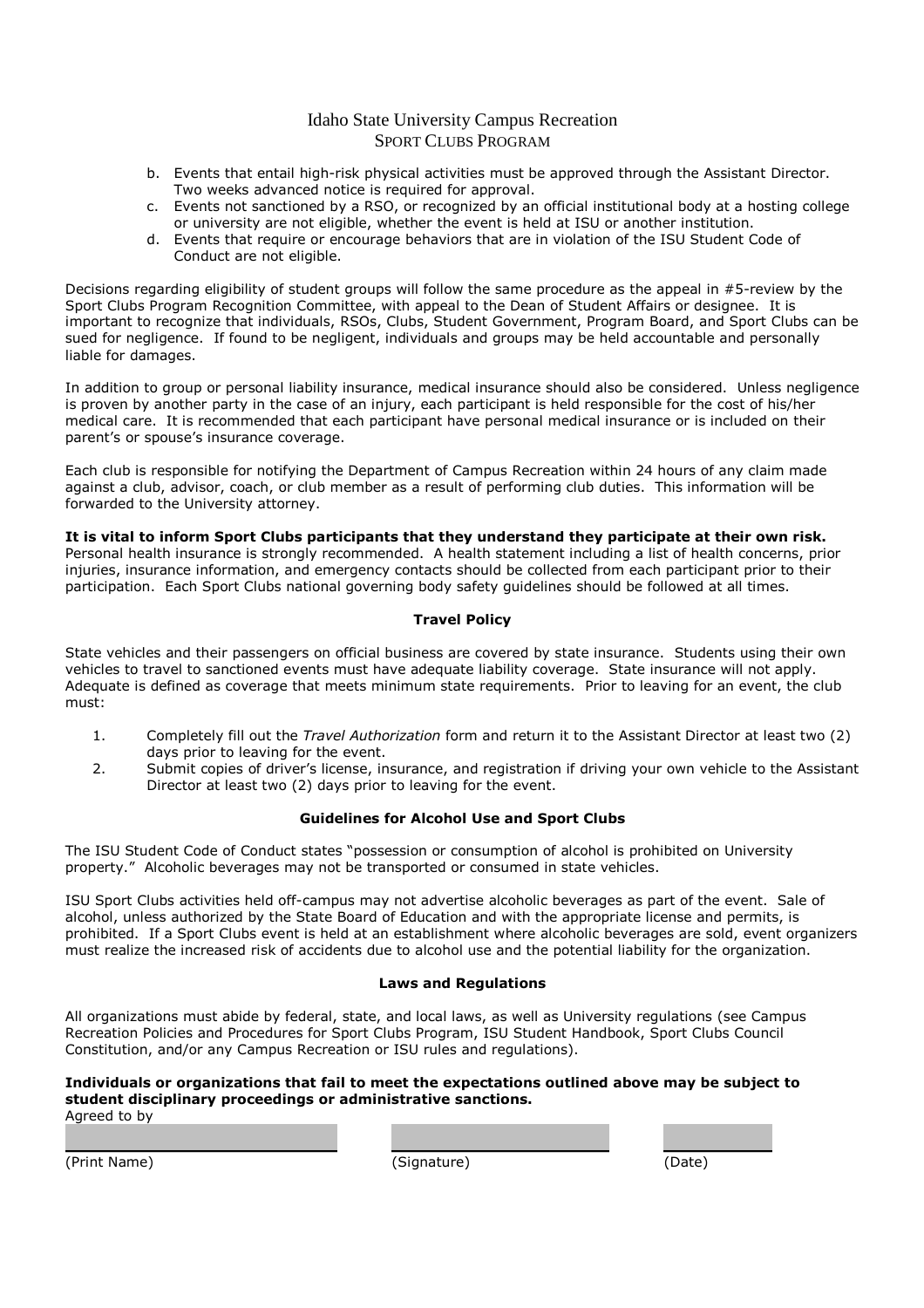b. Events that entail high-risk physical activities must be approved through the Assistant Director. Two weeks advanced notice is required for approval.
c. Events not sanctioned by a RSO, or recognized by an official institutional body at a hosting college or university are not eligible, whether the event is held at ISU or another institution.
d. Events that require or encourage behaviors that are in violation of the ISU Student Code of Conduct are not eligible.

Decisions regarding eligibility of student groups will follow the same procedure as the appeal in #5-review by the Sport Clubs Program Recognition Committee, with appeal to the Dean of Student Affairs or designee. It is important to recognize that individuals, RSOs, Clubs, Student Government, Program Board, and Sport Clubs can be sued for negligence. If found to be negligent, individuals and groups may be held accountable and personally liable for damages.

In addition to group or personal liability insurance, medical insurance should also be considered. Unless negligence is proven by another party in the case of an injury, each participant is held responsible for the cost of his/her medical care. It is recommended that each participant have personal medical insurance or is included on their parent's or spouse's insurance coverage.

Each club is responsible for notifying the Department of Campus Recreation within 24 hours of any claim made against a club, advisor, coach, or club member as a result of performing club duties. This information will be forwarded to the University attorney.

**It is vital to inform Sport Clubs participants that they understand they participate at their own risk.** Personal health insurance is strongly recommended. A health statement including a list of health concerns, prior injuries, insurance information, and emergency contacts should be collected from each participant prior to their participation. Each Sport Clubs national governing body safety guidelines should be followed at all times.

### Travel Policy

State vehicles and their passengers on official business are covered by state insurance. Students using their own vehicles to travel to sanctioned events must have adequate liability coverage. State insurance will not apply. Adequate is defined as coverage that meets minimum state requirements. Prior to leaving for an event, the club must:

1. Completely fill out the *Travel Authorization* form and return it to the Assistant Director at least two (2) days prior to leaving for the event.
2. Submit copies of driver's license, insurance, and registration if driving your own vehicle to the Assistant Director at least two (2) days prior to leaving for the event.

### Guidelines for Alcohol Use and Sport Clubs

The ISU Student Code of Conduct states "possession or consumption of alcohol is prohibited on University property." Alcoholic beverages may not be transported or consumed in state vehicles.

ISU Sport Clubs activities held off-campus may not advertise alcoholic beverages as part of the event. Sale of alcohol, unless authorized by the State Board of Education and with the appropriate license and permits, is prohibited. If a Sport Clubs event is held at an establishment where alcoholic beverages are sold, event organizers must realize the increased risk of accidents due to alcohol use and the potential liability for the organization.

### Laws and Regulations

All organizations must abide by federal, state, and local laws, as well as University regulations (see Campus Recreation Policies and Procedures for Sport Clubs Program, ISU Student Handbook, Sport Clubs Council Constitution, and/or any Campus Recreation or ISU rules and regulations).

**Individuals or organizations that fail to meet the expectations outlined above may be subject to student disciplinary proceedings or administrative sanctions.**

Agreed to by

| | | |
|---|---|---|
| ____________________ | ____________________ | __________ |
| (Print Name) | (Signature) | (Date) |